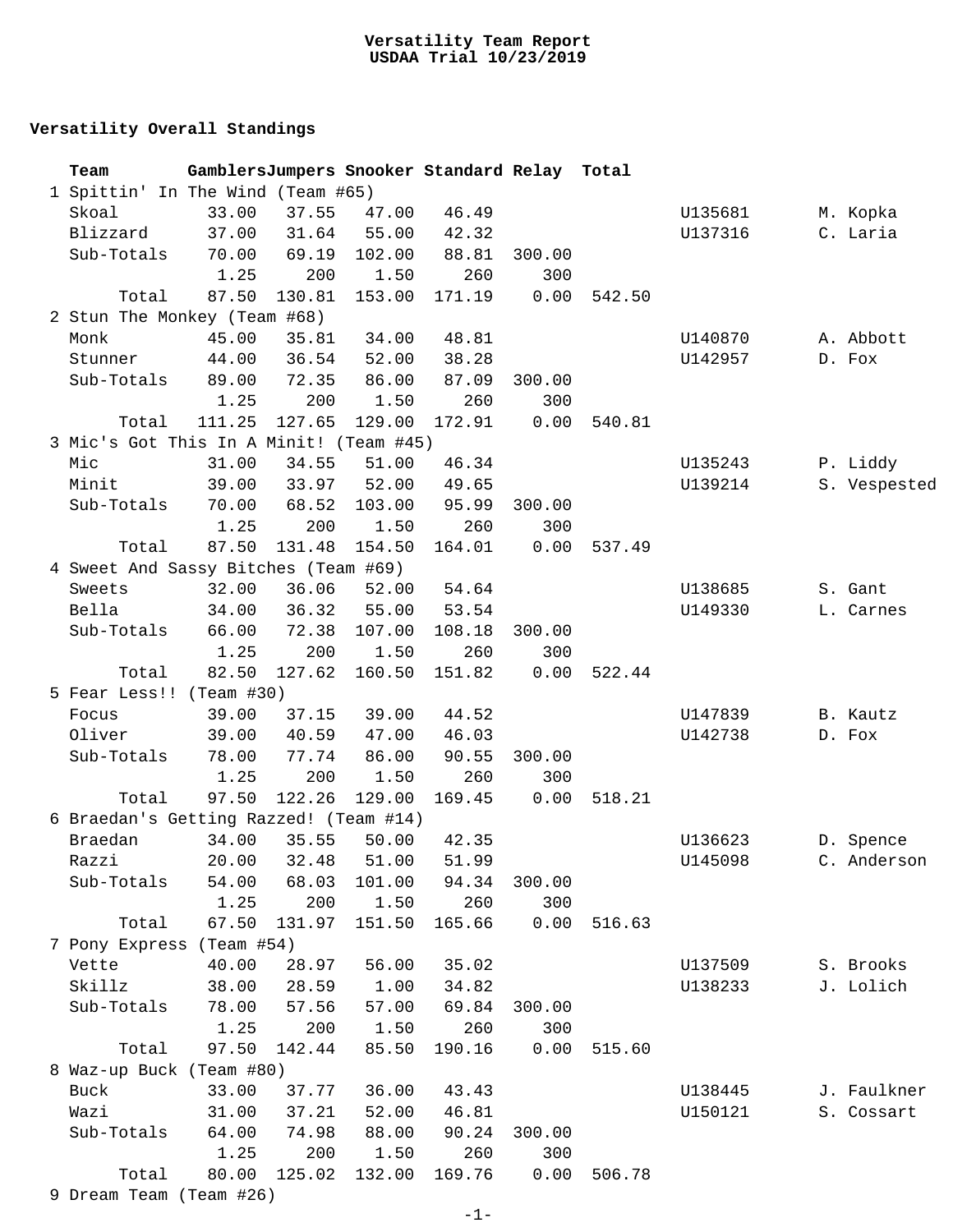# Versatility Team Report
## USDAA Trial 10/23/2019

### Versatility Overall Standings

| | Team | Gamblers | Jumpers | Snooker | Standard | Relay | Total | | |
|---|---|---|---|---|---|---|---|---|---|
| 1 | Spittin' In The Wind (Team #65) | | | | | | | | |
| | Skoal | 33.00 | 37.55 | 47.00 | 46.49 | | | U135681 | M. Kopka |
| | Blizzard | 37.00 | 31.64 | 55.00 | 42.32 | | | U137316 | C. Laria |
| | Sub-Totals | 70.00 | 69.19 | 102.00 | 88.81 | 300.00 | | | |
| | | 1.25 | 200 | 1.50 | 260 | 300 | | | |
| | Total | 87.50 | 130.81 | 153.00 | 171.19 | 0.00 | 542.50 | | |
| 2 | Stun The Monkey (Team #68) | | | | | | | | |
| | Monk | 45.00 | 35.81 | 34.00 | 48.81 | | | U140870 | A. Abbott |
| | Stunner | 44.00 | 36.54 | 52.00 | 38.28 | | | U142957 | D. Fox |
| | Sub-Totals | 89.00 | 72.35 | 86.00 | 87.09 | 300.00 | | | |
| | | 1.25 | 200 | 1.50 | 260 | 300 | | | |
| | Total | 111.25 | 127.65 | 129.00 | 172.91 | 0.00 | 540.81 | | |
| 3 | Mic's Got This In A Minit! (Team #45) | | | | | | | | |
| | Mic | 31.00 | 34.55 | 51.00 | 46.34 | | | U135243 | P. Liddy |
| | Minit | 39.00 | 33.97 | 52.00 | 49.65 | | | U139214 | S. Vespested |
| | Sub-Totals | 70.00 | 68.52 | 103.00 | 95.99 | 300.00 | | | |
| | | 1.25 | 200 | 1.50 | 260 | 300 | | | |
| | Total | 87.50 | 131.48 | 154.50 | 164.01 | 0.00 | 537.49 | | |
| 4 | Sweet And Sassy Bitches (Team #69) | | | | | | | | |
| | Sweets | 32.00 | 36.06 | 52.00 | 54.64 | | | U138685 | S. Gant |
| | Bella | 34.00 | 36.32 | 55.00 | 53.54 | | | U149330 | L. Carnes |
| | Sub-Totals | 66.00 | 72.38 | 107.00 | 108.18 | 300.00 | | | |
| | | 1.25 | 200 | 1.50 | 260 | 300 | | | |
| | Total | 82.50 | 127.62 | 160.50 | 151.82 | 0.00 | 522.44 | | |
| 5 | Fear Less!! (Team #30) | | | | | | | | |
| | Focus | 39.00 | 37.15 | 39.00 | 44.52 | | | U147839 | B. Kautz |
| | Oliver | 39.00 | 40.59 | 47.00 | 46.03 | | | U142738 | D. Fox |
| | Sub-Totals | 78.00 | 77.74 | 86.00 | 90.55 | 300.00 | | | |
| | | 1.25 | 200 | 1.50 | 260 | 300 | | | |
| | Total | 97.50 | 122.26 | 129.00 | 169.45 | 0.00 | 518.21 | | |
| 6 | Braedan's Getting Razzed! (Team #14) | | | | | | | | |
| | Braedan | 34.00 | 35.55 | 50.00 | 42.35 | | | U136623 | D. Spence |
| | Razzi | 20.00 | 32.48 | 51.00 | 51.99 | | | U145098 | C. Anderson |
| | Sub-Totals | 54.00 | 68.03 | 101.00 | 94.34 | 300.00 | | | |
| | | 1.25 | 200 | 1.50 | 260 | 300 | | | |
| | Total | 67.50 | 131.97 | 151.50 | 165.66 | 0.00 | 516.63 | | |
| 7 | Pony Express (Team #54) | | | | | | | | |
| | Vette | 40.00 | 28.97 | 56.00 | 35.02 | | | U137509 | S. Brooks |
| | Skillz | 38.00 | 28.59 | 1.00 | 34.82 | | | U138233 | J. Lolich |
| | Sub-Totals | 78.00 | 57.56 | 57.00 | 69.84 | 300.00 | | | |
| | | 1.25 | 200 | 1.50 | 260 | 300 | | | |
| | Total | 97.50 | 142.44 | 85.50 | 190.16 | 0.00 | 515.60 | | |
| 8 | Waz-up Buck (Team #80) | | | | | | | | |
| | Buck | 33.00 | 37.77 | 36.00 | 43.43 | | | U138445 | J. Faulkner |
| | Wazi | 31.00 | 37.21 | 52.00 | 46.81 | | | U150121 | S. Cossart |
| | Sub-Totals | 64.00 | 74.98 | 88.00 | 90.24 | 300.00 | | | |
| | | 1.25 | 200 | 1.50 | 260 | 300 | | | |
| | Total | 80.00 | 125.02 | 132.00 | 169.76 | 0.00 | 506.78 | | |
| 9 | Dream Team (Team #26) | | | | | | | | |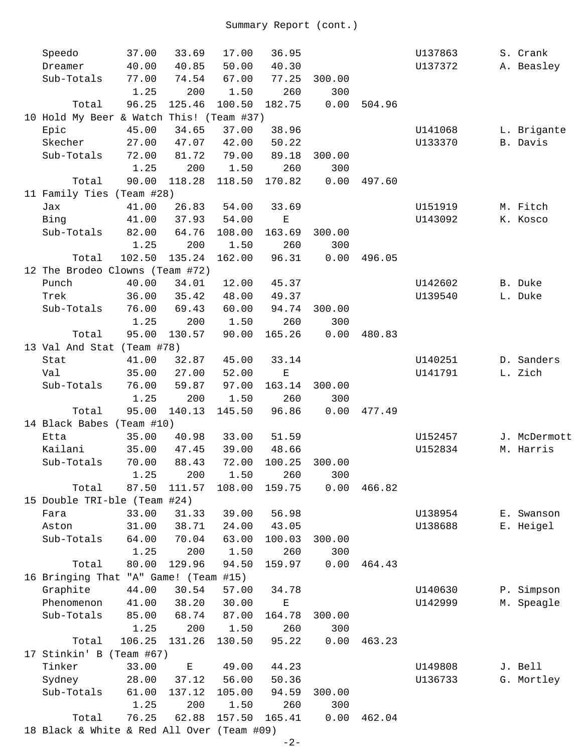Summary Report (cont.)

| | | | | | | | | |
|---|---|---|---|---|---|---|---|---|
| Speedo | 37.00 | 33.69 | 17.00 | 36.95 | | | U137863 | S. Crank |
| Dreamer | 40.00 | 40.85 | 50.00 | 40.30 | | | U137372 | A. Beasley |
| Sub-Totals | 77.00 | 74.54 | 67.00 | 77.25 | 300.00 | | | |
| | 1.25 | 200 | 1.50 | 260 | 300 | | | |
| Total | 96.25 | 125.46 | 100.50 | 182.75 | 0.00 | 504.96 | | |
| 10 Hold My Beer & Watch This! (Team #37) | | | | | | | | |
| Epic | 45.00 | 34.65 | 37.00 | 38.96 | | | U141068 | L. Brigante |
| Skecher | 27.00 | 47.07 | 42.00 | 50.22 | | | U133370 | B. Davis |
| Sub-Totals | 72.00 | 81.72 | 79.00 | 89.18 | 300.00 | | | |
| | 1.25 | 200 | 1.50 | 260 | 300 | | | |
| Total | 90.00 | 118.28 | 118.50 | 170.82 | 0.00 | 497.60 | | |
| 11 Family Ties (Team #28) | | | | | | | | |
| Jax | 41.00 | 26.83 | 54.00 | 33.69 | | | U151919 | M. Fitch |
| Bing | 41.00 | 37.93 | 54.00 | E | | | U143092 | K. Kosco |
| Sub-Totals | 82.00 | 64.76 | 108.00 | 163.69 | 300.00 | | | |
| | 1.25 | 200 | 1.50 | 260 | 300 | | | |
| Total | 102.50 | 135.24 | 162.00 | 96.31 | 0.00 | 496.05 | | |
| 12 The Brodeo Clowns (Team #72) | | | | | | | | |
| Punch | 40.00 | 34.01 | 12.00 | 45.37 | | | U142602 | B. Duke |
| Trek | 36.00 | 35.42 | 48.00 | 49.37 | | | U139540 | L. Duke |
| Sub-Totals | 76.00 | 69.43 | 60.00 | 94.74 | 300.00 | | | |
| | 1.25 | 200 | 1.50 | 260 | 300 | | | |
| Total | 95.00 | 130.57 | 90.00 | 165.26 | 0.00 | 480.83 | | |
| 13 Val And Stat (Team #78) | | | | | | | | |
| Stat | 41.00 | 32.87 | 45.00 | 33.14 | | | U140251 | D. Sanders |
| Val | 35.00 | 27.00 | 52.00 | E | | | U141791 | L. Zich |
| Sub-Totals | 76.00 | 59.87 | 97.00 | 163.14 | 300.00 | | | |
| | 1.25 | 200 | 1.50 | 260 | 300 | | | |
| Total | 95.00 | 140.13 | 145.50 | 96.86 | 0.00 | 477.49 | | |
| 14 Black Babes (Team #10) | | | | | | | | |
| Etta | 35.00 | 40.98 | 33.00 | 51.59 | | | U152457 | J. McDermott |
| Kailani | 35.00 | 47.45 | 39.00 | 48.66 | | | U152834 | M. Harris |
| Sub-Totals | 70.00 | 88.43 | 72.00 | 100.25 | 300.00 | | | |
| | 1.25 | 200 | 1.50 | 260 | 300 | | | |
| Total | 87.50 | 111.57 | 108.00 | 159.75 | 0.00 | 466.82 | | |
| 15 Double TRI-ble (Team #24) | | | | | | | | |
| Fara | 33.00 | 31.33 | 39.00 | 56.98 | | | U138954 | E. Swanson |
| Aston | 31.00 | 38.71 | 24.00 | 43.05 | | | U138688 | E. Heigel |
| Sub-Totals | 64.00 | 70.04 | 63.00 | 100.03 | 300.00 | | | |
| | 1.25 | 200 | 1.50 | 260 | 300 | | | |
| Total | 80.00 | 129.96 | 94.50 | 159.97 | 0.00 | 464.43 | | |
| 16 Bringing That "A" Game! (Team #15) | | | | | | | | |
| Graphite | 44.00 | 30.54 | 57.00 | 34.78 | | | U140630 | P. Simpson |
| Phenomenon | 41.00 | 38.20 | 30.00 | E | | | U142999 | M. Speagle |
| Sub-Totals | 85.00 | 68.74 | 87.00 | 164.78 | 300.00 | | | |
| | 1.25 | 200 | 1.50 | 260 | 300 | | | |
| Total | 106.25 | 131.26 | 130.50 | 95.22 | 0.00 | 463.23 | | |
| 17 Stinkin' B (Team #67) | | | | | | | | |
| Tinker | 33.00 | E | 49.00 | 44.23 | | | U149808 | J. Bell |
| Sydney | 28.00 | 37.12 | 56.00 | 50.36 | | | U136733 | G. Mortley |
| Sub-Totals | 61.00 | 137.12 | 105.00 | 94.59 | 300.00 | | | |
| | 1.25 | 200 | 1.50 | 260 | 300 | | | |
| Total | 76.25 | 62.88 | 157.50 | 165.41 | 0.00 | 462.04 | | |
| 18 Black & White & Red All Over (Team #09) | | | | | | | | |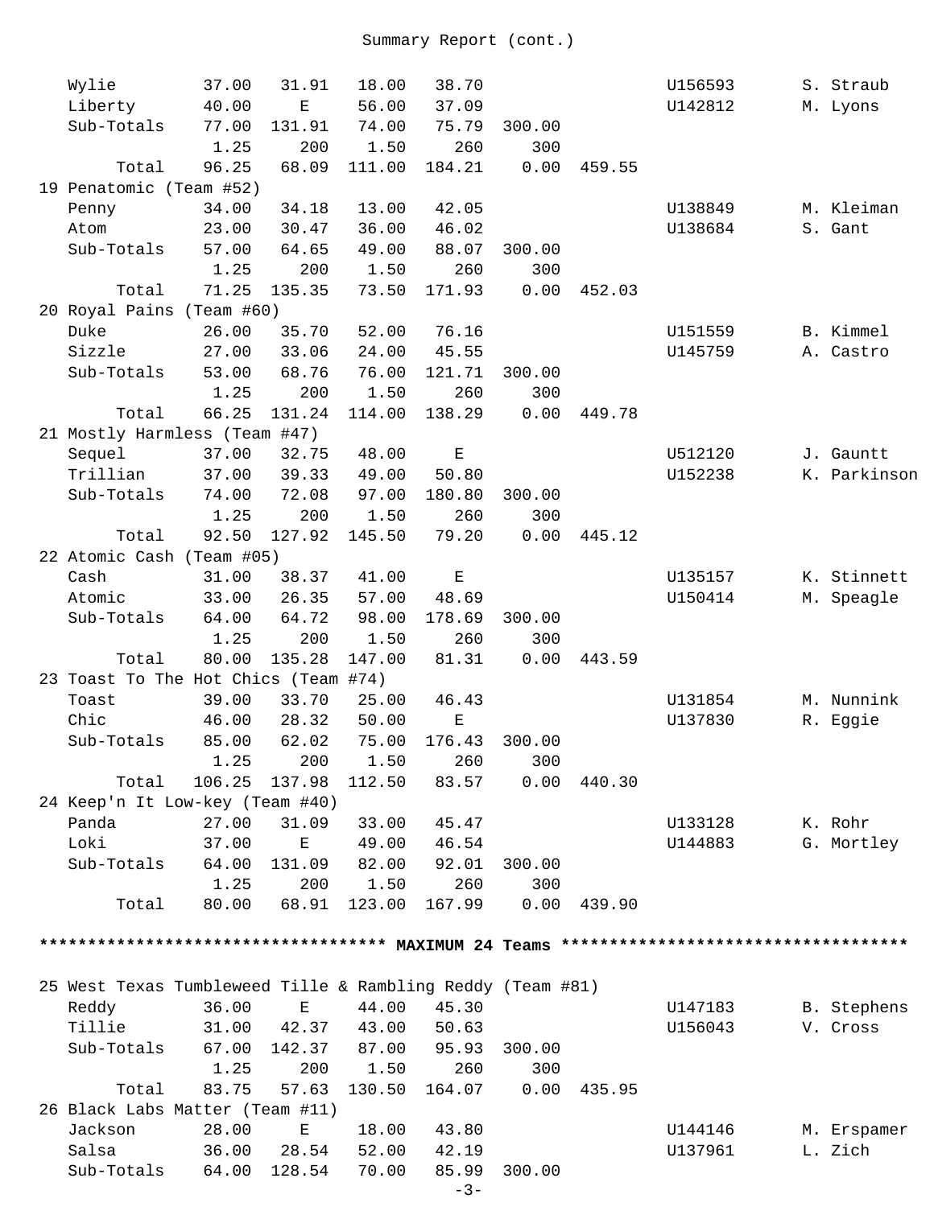Summary Report (cont.)

```
   Wylie         37.00   31.91   18.00   38.70                   U156593      S. Straub
   Liberty       40.00     E     56.00   37.09                   U142812      M. Lyons
   Sub-Totals    77.00  131.91   74.00   75.79  300.00
                  1.25     200    1.50     260     300
        Total    96.25   68.09  111.00  184.21    0.00  459.55
19 Penatomic (Team #52)
   Penny         34.00   34.18   13.00   42.05                   U138849      M. Kleiman
   Atom          23.00   30.47   36.00   46.02                   U138684      S. Gant
   Sub-Totals    57.00   64.65   49.00   88.07  300.00
                  1.25     200    1.50     260     300
        Total    71.25  135.35   73.50  171.93    0.00  452.03
20 Royal Pains (Team #60)
   Duke          26.00   35.70   52.00   76.16                   U151559      B. Kimmel
   Sizzle        27.00   33.06   24.00   45.55                   U145759      A. Castro
   Sub-Totals    53.00   68.76   76.00  121.71  300.00
                  1.25     200    1.50     260     300
        Total    66.25  131.24  114.00  138.29    0.00  449.78
21 Mostly Harmless (Team #47)
   Sequel        37.00   32.75   48.00     E                     U512120      J. Gauntt
   Trillian      37.00   39.33   49.00   50.80                   U152238      K. Parkinson
   Sub-Totals    74.00   72.08   97.00  180.80  300.00
                  1.25     200    1.50     260     300
        Total    92.50  127.92  145.50   79.20    0.00  445.12
22 Atomic Cash (Team #05)
   Cash          31.00   38.37   41.00     E                     U135157      K. Stinnett
   Atomic        33.00   26.35   57.00   48.69                   U150414      M. Speagle
   Sub-Totals    64.00   64.72   98.00  178.69  300.00
                  1.25     200    1.50     260     300
        Total    80.00  135.28  147.00   81.31    0.00  443.59
23 Toast To The Hot Chics (Team #74)
   Toast         39.00   33.70   25.00   46.43                   U131854      M. Nunnink
   Chic          46.00   28.32   50.00     E                     U137830      R. Eggie
   Sub-Totals    85.00   62.02   75.00  176.43  300.00
                  1.25     200    1.50     260     300
        Total   106.25  137.98  112.50   83.57    0.00  440.30
24 Keep'n It Low-key (Team #40)
   Panda         27.00   31.09   33.00   45.47                   U133128      K. Rohr
   Loki          37.00     E     49.00   46.54                   U144883      G. Mortley
   Sub-Totals    64.00  131.09   82.00   92.01  300.00
                  1.25     200    1.50     260     300
        Total    80.00   68.91  123.00  167.99    0.00  439.90
```

**************************************** **MAXIMUM 24 Teams** ****************************************

```
25 West Texas Tumbleweed Tille & Rambling Reddy (Team #81)
   Reddy         36.00     E     44.00   45.30                   U147183      B. Stephens
   Tillie        31.00   42.37   43.00   50.63                   U156043      V. Cross
   Sub-Totals    67.00  142.37   87.00   95.93  300.00
                  1.25     200    1.50     260     300
        Total    83.75   57.63  130.50  164.07    0.00  435.95
26 Black Labs Matter (Team #11)
   Jackson       28.00     E     18.00   43.80                   U144146      M. Erspamer
   Salsa         36.00   28.54   52.00   42.19                   U137961      L. Zich
   Sub-Totals    64.00  128.54   70.00   85.99  300.00
```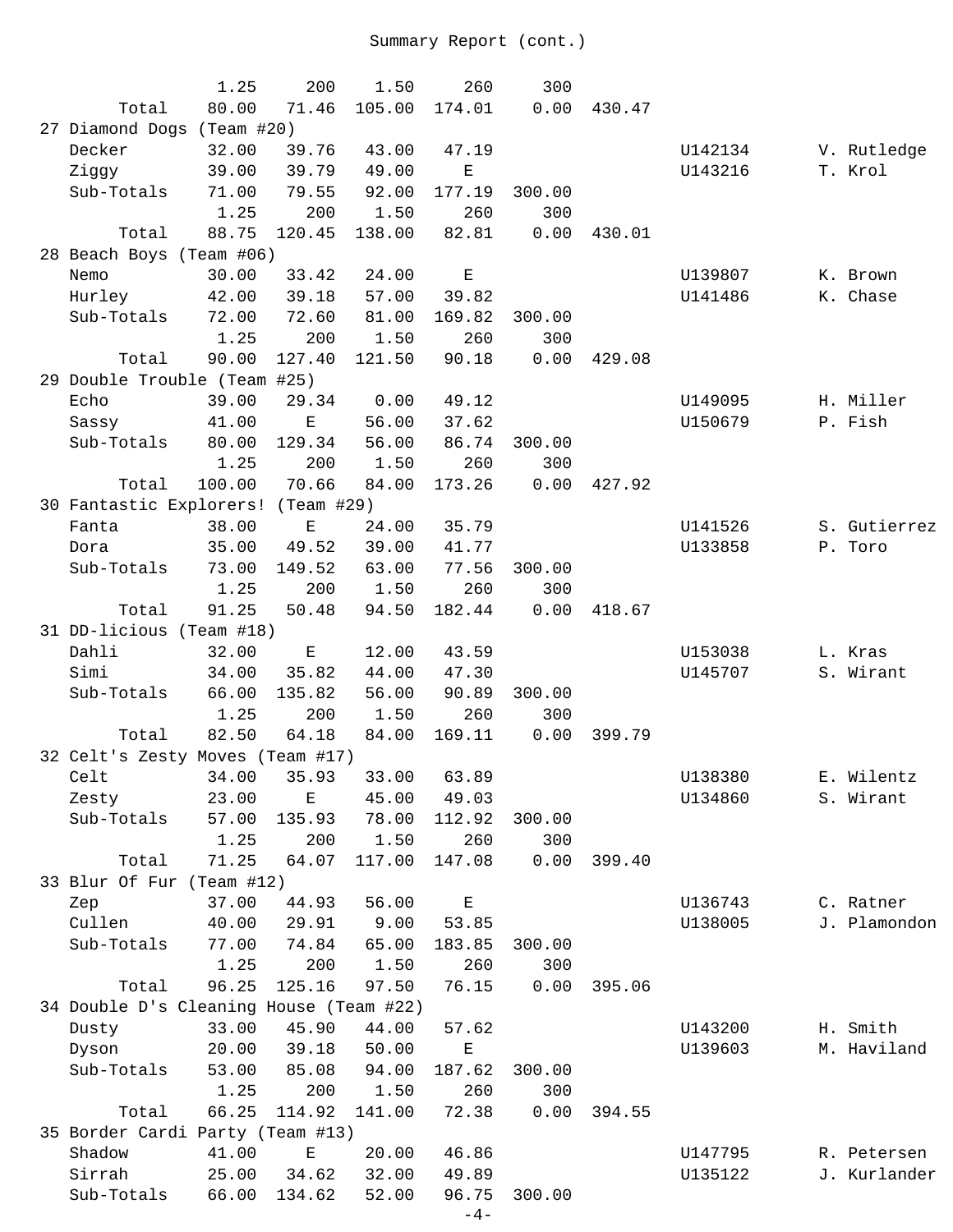Summary Report (cont.)

| | | | | | | | | |
|---|---|---|---|---|---|---|---|---|
| | 1.25 | 200 | 1.50 | 260 | 300 | | | |
| Total | 80.00 | 71.46 | 105.00 | 174.01 | 0.00 | 430.47 | | |
| 27 Diamond Dogs (Team #20) | | | | | | | | |
| Decker | 32.00 | 39.76 | 43.00 | 47.19 | | | U142134 | V. Rutledge |
| Ziggy | 39.00 | 39.79 | 49.00 | E | | | U143216 | T. Krol |
| Sub-Totals | 71.00 | 79.55 | 92.00 | 177.19 | 300.00 | | | |
| | 1.25 | 200 | 1.50 | 260 | 300 | | | |
| Total | 88.75 | 120.45 | 138.00 | 82.81 | 0.00 | 430.01 | | |
| 28 Beach Boys (Team #06) | | | | | | | | |
| Nemo | 30.00 | 33.42 | 24.00 | E | | | U139807 | K. Brown |
| Hurley | 42.00 | 39.18 | 57.00 | 39.82 | | | U141486 | K. Chase |
| Sub-Totals | 72.00 | 72.60 | 81.00 | 169.82 | 300.00 | | | |
| | 1.25 | 200 | 1.50 | 260 | 300 | | | |
| Total | 90.00 | 127.40 | 121.50 | 90.18 | 0.00 | 429.08 | | |
| 29 Double Trouble (Team #25) | | | | | | | | |
| Echo | 39.00 | 29.34 | 0.00 | 49.12 | | | U149095 | H. Miller |
| Sassy | 41.00 | E | 56.00 | 37.62 | | | U150679 | P. Fish |
| Sub-Totals | 80.00 | 129.34 | 56.00 | 86.74 | 300.00 | | | |
| | 1.25 | 200 | 1.50 | 260 | 300 | | | |
| Total | 100.00 | 70.66 | 84.00 | 173.26 | 0.00 | 427.92 | | |
| 30 Fantastic Explorers! (Team #29) | | | | | | | | |
| Fanta | 38.00 | E | 24.00 | 35.79 | | | U141526 | S. Gutierrez |
| Dora | 35.00 | 49.52 | 39.00 | 41.77 | | | U133858 | P. Toro |
| Sub-Totals | 73.00 | 149.52 | 63.00 | 77.56 | 300.00 | | | |
| | 1.25 | 200 | 1.50 | 260 | 300 | | | |
| Total | 91.25 | 50.48 | 94.50 | 182.44 | 0.00 | 418.67 | | |
| 31 DD-licious (Team #18) | | | | | | | | |
| Dahli | 32.00 | E | 12.00 | 43.59 | | | U153038 | L. Kras |
| Simi | 34.00 | 35.82 | 44.00 | 47.30 | | | U145707 | S. Wirant |
| Sub-Totals | 66.00 | 135.82 | 56.00 | 90.89 | 300.00 | | | |
| | 1.25 | 200 | 1.50 | 260 | 300 | | | |
| Total | 82.50 | 64.18 | 84.00 | 169.11 | 0.00 | 399.79 | | |
| 32 Celt's Zesty Moves (Team #17) | | | | | | | | |
| Celt | 34.00 | 35.93 | 33.00 | 63.89 | | | U138380 | E. Wilentz |
| Zesty | 23.00 | E | 45.00 | 49.03 | | | U134860 | S. Wirant |
| Sub-Totals | 57.00 | 135.93 | 78.00 | 112.92 | 300.00 | | | |
| | 1.25 | 200 | 1.50 | 260 | 300 | | | |
| Total | 71.25 | 64.07 | 117.00 | 147.08 | 0.00 | 399.40 | | |
| 33 Blur Of Fur (Team #12) | | | | | | | | |
| Zep | 37.00 | 44.93 | 56.00 | E | | | U136743 | C. Ratner |
| Cullen | 40.00 | 29.91 | 9.00 | 53.85 | | | U138005 | J. Plamondon |
| Sub-Totals | 77.00 | 74.84 | 65.00 | 183.85 | 300.00 | | | |
| | 1.25 | 200 | 1.50 | 260 | 300 | | | |
| Total | 96.25 | 125.16 | 97.50 | 76.15 | 0.00 | 395.06 | | |
| 34 Double D's Cleaning House (Team #22) | | | | | | | | |
| Dusty | 33.00 | 45.90 | 44.00 | 57.62 | | | U143200 | H. Smith |
| Dyson | 20.00 | 39.18 | 50.00 | E | | | U139603 | M. Haviland |
| Sub-Totals | 53.00 | 85.08 | 94.00 | 187.62 | 300.00 | | | |
| | 1.25 | 200 | 1.50 | 260 | 300 | | | |
| Total | 66.25 | 114.92 | 141.00 | 72.38 | 0.00 | 394.55 | | |
| 35 Border Cardi Party (Team #13) | | | | | | | | |
| Shadow | 41.00 | E | 20.00 | 46.86 | | | U147795 | R. Petersen |
| Sirrah | 25.00 | 34.62 | 32.00 | 49.89 | | | U135122 | J. Kurlander |
| Sub-Totals | 66.00 | 134.62 | 52.00 | 96.75 | 300.00 | | | |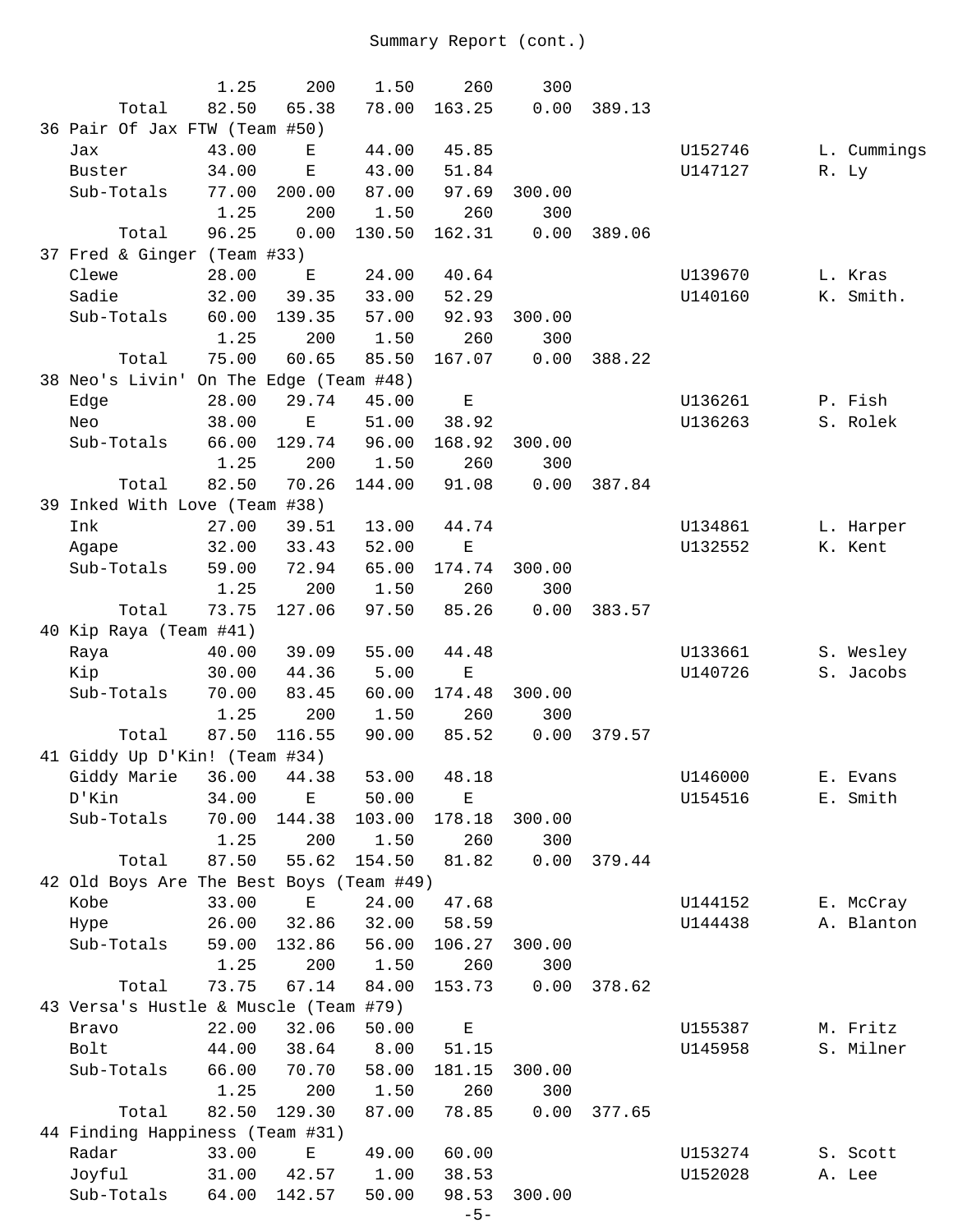Summary Report (cont.)

| | | | | | | | | |
|---|---|---|---|---|---|---|---|---|
| | 1.25 | 200 | 1.50 | 260 | 300 | | | |
| Total | 82.50 | 65.38 | 78.00 | 163.25 | 0.00 | 389.13 | | |
| **36 Pair Of Jax FTW (Team #50)** | | | | | | | | |
| Jax | 43.00 | E | 44.00 | 45.85 | | | U152746 | L. Cummings |
| Buster | 34.00 | E | 43.00 | 51.84 | | | U147127 | R. Ly |
| Sub-Totals | 77.00 | 200.00 | 87.00 | 97.69 | 300.00 | | | |
| | 1.25 | 200 | 1.50 | 260 | 300 | | | |
| Total | 96.25 | 0.00 | 130.50 | 162.31 | 0.00 | 389.06 | | |
| **37 Fred & Ginger (Team #33)** | | | | | | | | |
| Clewe | 28.00 | E | 24.00 | 40.64 | | | U139670 | L. Kras |
| Sadie | 32.00 | 39.35 | 33.00 | 52.29 | | | U140160 | K. Smith. |
| Sub-Totals | 60.00 | 139.35 | 57.00 | 92.93 | 300.00 | | | |
| | 1.25 | 200 | 1.50 | 260 | 300 | | | |
| Total | 75.00 | 60.65 | 85.50 | 167.07 | 0.00 | 388.22 | | |
| **38 Neo's Livin' On The Edge (Team #48)** | | | | | | | | |
| Edge | 28.00 | 29.74 | 45.00 | E | | | U136261 | P. Fish |
| Neo | 38.00 | E | 51.00 | 38.92 | | | U136263 | S. Rolek |
| Sub-Totals | 66.00 | 129.74 | 96.00 | 168.92 | 300.00 | | | |
| | 1.25 | 200 | 1.50 | 260 | 300 | | | |
| Total | 82.50 | 70.26 | 144.00 | 91.08 | 0.00 | 387.84 | | |
| **39 Inked With Love (Team #38)** | | | | | | | | |
| Ink | 27.00 | 39.51 | 13.00 | 44.74 | | | U134861 | L. Harper |
| Agape | 32.00 | 33.43 | 52.00 | E | | | U132552 | K. Kent |
| Sub-Totals | 59.00 | 72.94 | 65.00 | 174.74 | 300.00 | | | |
| | 1.25 | 200 | 1.50 | 260 | 300 | | | |
| Total | 73.75 | 127.06 | 97.50 | 85.26 | 0.00 | 383.57 | | |
| **40 Kip Raya (Team #41)** | | | | | | | | |
| Raya | 40.00 | 39.09 | 55.00 | 44.48 | | | U133661 | S. Wesley |
| Kip | 30.00 | 44.36 | 5.00 | E | | | U140726 | S. Jacobs |
| Sub-Totals | 70.00 | 83.45 | 60.00 | 174.48 | 300.00 | | | |
| | 1.25 | 200 | 1.50 | 260 | 300 | | | |
| Total | 87.50 | 116.55 | 90.00 | 85.52 | 0.00 | 379.57 | | |
| **41 Giddy Up D'Kin! (Team #34)** | | | | | | | | |
| Giddy Marie | 36.00 | 44.38 | 53.00 | 48.18 | | | U146000 | E. Evans |
| D'Kin | 34.00 | E | 50.00 | E | | | U154516 | E. Smith |
| Sub-Totals | 70.00 | 144.38 | 103.00 | 178.18 | 300.00 | | | |
| | 1.25 | 200 | 1.50 | 260 | 300 | | | |
| Total | 87.50 | 55.62 | 154.50 | 81.82 | 0.00 | 379.44 | | |
| **42 Old Boys Are The Best Boys (Team #49)** | | | | | | | | |
| Kobe | 33.00 | E | 24.00 | 47.68 | | | U144152 | E. McCray |
| Hype | 26.00 | 32.86 | 32.00 | 58.59 | | | U144438 | A. Blanton |
| Sub-Totals | 59.00 | 132.86 | 56.00 | 106.27 | 300.00 | | | |
| | 1.25 | 200 | 1.50 | 260 | 300 | | | |
| Total | 73.75 | 67.14 | 84.00 | 153.73 | 0.00 | 378.62 | | |
| **43 Versa's Hustle & Muscle (Team #79)** | | | | | | | | |
| Bravo | 22.00 | 32.06 | 50.00 | E | | | U155387 | M. Fritz |
| Bolt | 44.00 | 38.64 | 8.00 | 51.15 | | | U145958 | S. Milner |
| Sub-Totals | 66.00 | 70.70 | 58.00 | 181.15 | 300.00 | | | |
| | 1.25 | 200 | 1.50 | 260 | 300 | | | |
| Total | 82.50 | 129.30 | 87.00 | 78.85 | 0.00 | 377.65 | | |
| **44 Finding Happiness (Team #31)** | | | | | | | | |
| Radar | 33.00 | E | 49.00 | 60.00 | | | U153274 | S. Scott |
| Joyful | 31.00 | 42.57 | 1.00 | 38.53 | | | U152028 | A. Lee |
| Sub-Totals | 64.00 | 142.57 | 50.00 | 98.53 | 300.00 | | | |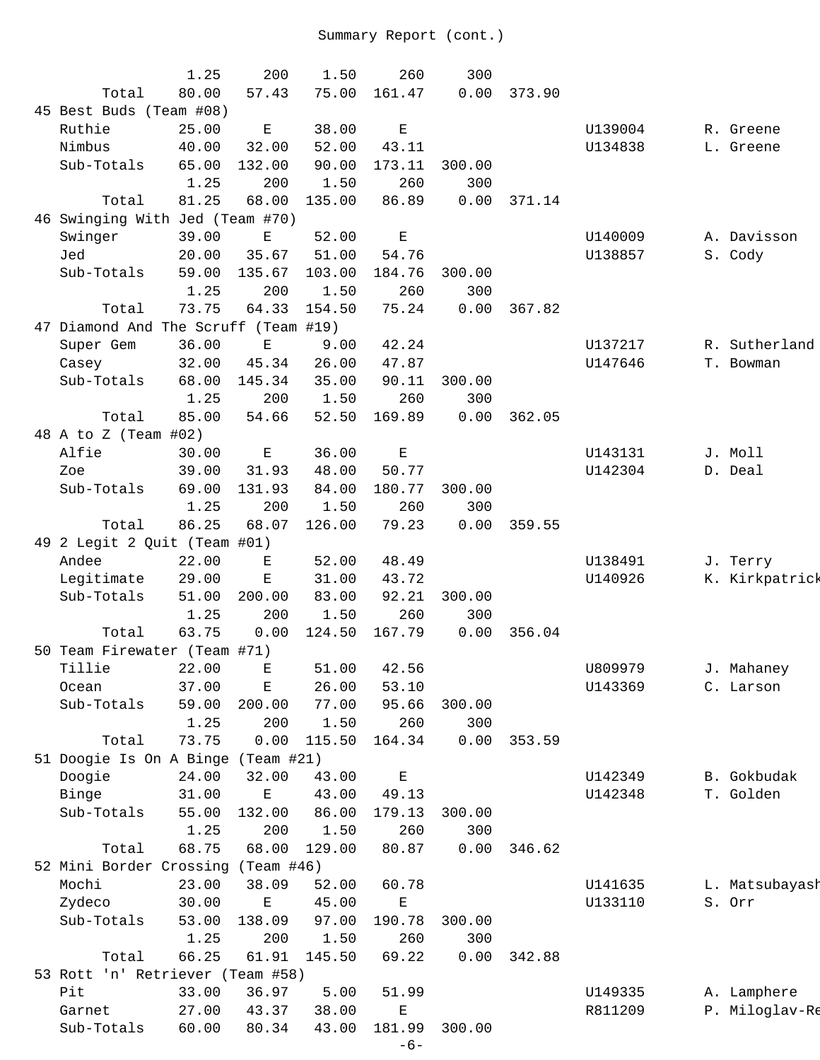Summary Report (cont.)

| | | | | | | | | |
|---|---|---|---|---|---|---|---|---|
| | 1.25 | 200 | 1.50 | 260 | 300 | | | |
| Total | 80.00 | 57.43 | 75.00 | 161.47 | 0.00 | 373.90 | | |
| **45 Best Buds (Team #08)** | | | | | | | | |
| Ruthie | 25.00 | E | 38.00 | E | | | U139004 | R. Greene |
| Nimbus | 40.00 | 32.00 | 52.00 | 43.11 | | | U134838 | L. Greene |
| Sub-Totals | 65.00 | 132.00 | 90.00 | 173.11 | 300.00 | | | |
| | 1.25 | 200 | 1.50 | 260 | 300 | | | |
| Total | 81.25 | 68.00 | 135.00 | 86.89 | 0.00 | 371.14 | | |
| **46 Swinging With Jed (Team #70)** | | | | | | | | |
| Swinger | 39.00 | E | 52.00 | E | | | U140009 | A. Davisson |
| Jed | 20.00 | 35.67 | 51.00 | 54.76 | | | U138857 | S. Cody |
| Sub-Totals | 59.00 | 135.67 | 103.00 | 184.76 | 300.00 | | | |
| | 1.25 | 200 | 1.50 | 260 | 300 | | | |
| Total | 73.75 | 64.33 | 154.50 | 75.24 | 0.00 | 367.82 | | |
| **47 Diamond And The Scruff (Team #19)** | | | | | | | | |
| Super Gem | 36.00 | E | 9.00 | 42.24 | | | U137217 | R. Sutherland |
| Casey | 32.00 | 45.34 | 26.00 | 47.87 | | | U147646 | T. Bowman |
| Sub-Totals | 68.00 | 145.34 | 35.00 | 90.11 | 300.00 | | | |
| | 1.25 | 200 | 1.50 | 260 | 300 | | | |
| Total | 85.00 | 54.66 | 52.50 | 169.89 | 0.00 | 362.05 | | |
| **48 A to Z (Team #02)** | | | | | | | | |
| Alfie | 30.00 | E | 36.00 | E | | | U143131 | J. Moll |
| Zoe | 39.00 | 31.93 | 48.00 | 50.77 | | | U142304 | D. Deal |
| Sub-Totals | 69.00 | 131.93 | 84.00 | 180.77 | 300.00 | | | |
| | 1.25 | 200 | 1.50 | 260 | 300 | | | |
| Total | 86.25 | 68.07 | 126.00 | 79.23 | 0.00 | 359.55 | | |
| **49 2 Legit 2 Quit (Team #01)** | | | | | | | | |
| Andee | 22.00 | E | 52.00 | 48.49 | | | U138491 | J. Terry |
| Legitimate | 29.00 | E | 31.00 | 43.72 | | | U140926 | K. Kirkpatrick |
| Sub-Totals | 51.00 | 200.00 | 83.00 | 92.21 | 300.00 | | | |
| | 1.25 | 200 | 1.50 | 260 | 300 | | | |
| Total | 63.75 | 0.00 | 124.50 | 167.79 | 0.00 | 356.04 | | |
| **50 Team Firewater (Team #71)** | | | | | | | | |
| Tillie | 22.00 | E | 51.00 | 42.56 | | | U809979 | J. Mahaney |
| Ocean | 37.00 | E | 26.00 | 53.10 | | | U143369 | C. Larson |
| Sub-Totals | 59.00 | 200.00 | 77.00 | 95.66 | 300.00 | | | |
| | 1.25 | 200 | 1.50 | 260 | 300 | | | |
| Total | 73.75 | 0.00 | 115.50 | 164.34 | 0.00 | 353.59 | | |
| **51 Doogie Is On A Binge (Team #21)** | | | | | | | | |
| Doogie | 24.00 | 32.00 | 43.00 | E | | | U142349 | B. Gokbudak |
| Binge | 31.00 | E | 43.00 | 49.13 | | | U142348 | T. Golden |
| Sub-Totals | 55.00 | 132.00 | 86.00 | 179.13 | 300.00 | | | |
| | 1.25 | 200 | 1.50 | 260 | 300 | | | |
| Total | 68.75 | 68.00 | 129.00 | 80.87 | 0.00 | 346.62 | | |
| **52 Mini Border Crossing (Team #46)** | | | | | | | | |
| Mochi | 23.00 | 38.09 | 52.00 | 60.78 | | | U141635 | L. Matsubayash |
| Zydeco | 30.00 | E | 45.00 | E | | | U133110 | S. Orr |
| Sub-Totals | 53.00 | 138.09 | 97.00 | 190.78 | 300.00 | | | |
| | 1.25 | 200 | 1.50 | 260 | 300 | | | |
| Total | 66.25 | 61.91 | 145.50 | 69.22 | 0.00 | 342.88 | | |
| **53 Rott 'n' Retriever (Team #58)** | | | | | | | | |
| Pit | 33.00 | 36.97 | 5.00 | 51.99 | | | U149335 | A. Lamphere |
| Garnet | 27.00 | 43.37 | 38.00 | E | | | R811209 | P. Miloglav-Re |
| Sub-Totals | 60.00 | 80.34 | 43.00 | 181.99 | 300.00 | | | |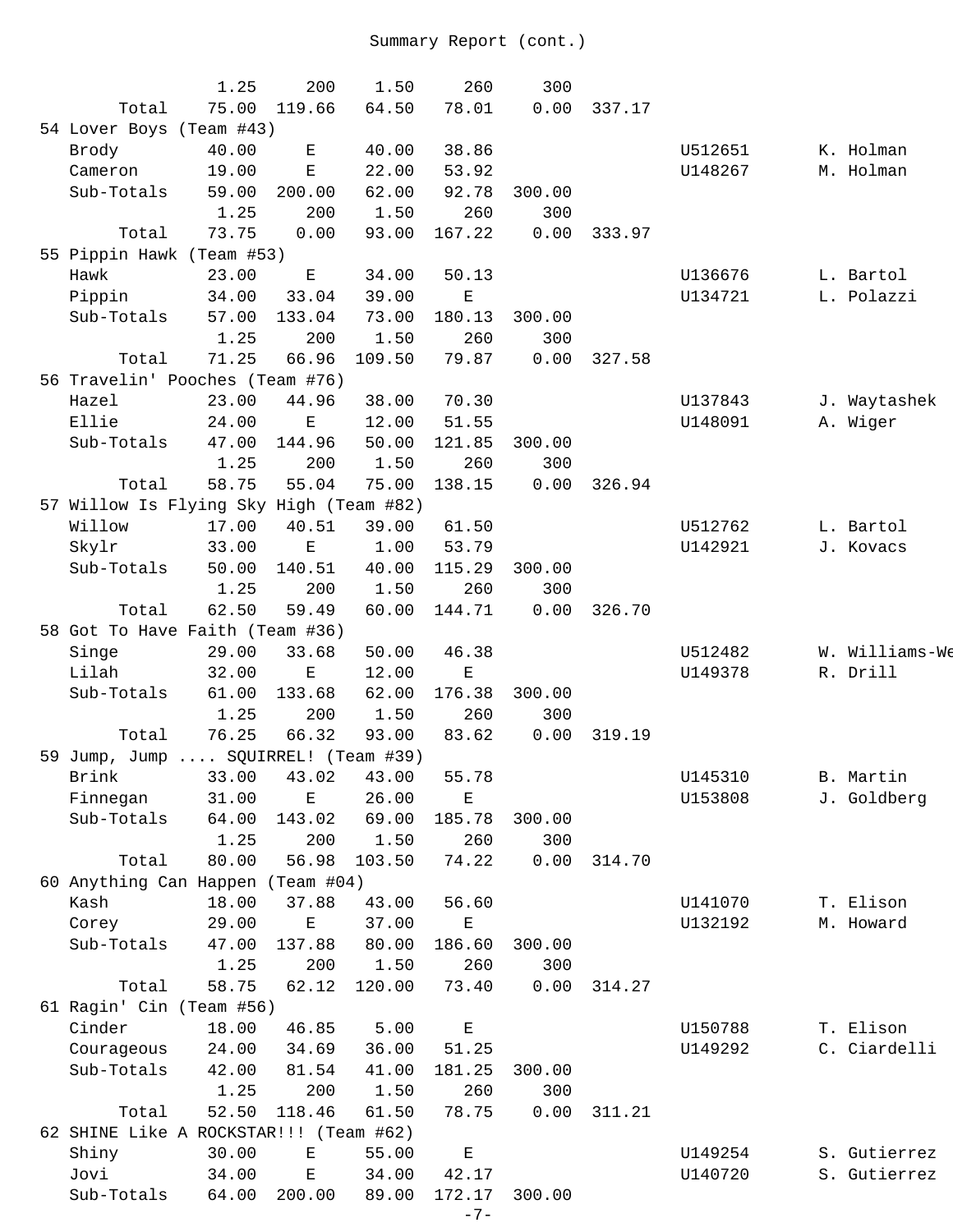# Summary Report (cont.)

| | | | | | | | | |
|---|---|---|---|---|---|---|---|---|
| | 1.25 | 200 | 1.50 | 260 | 300 | | | |
| Total | 75.00 | 119.66 | 64.50 | 78.01 | 0.00 | 337.17 | | |
| **54 Lover Boys (Team #43)** | | | | | | | | |
| Brody | 40.00 | E | 40.00 | 38.86 | | | U512651 | K. Holman |
| Cameron | 19.00 | E | 22.00 | 53.92 | | | U148267 | M. Holman |
| Sub-Totals | 59.00 | 200.00 | 62.00 | 92.78 | 300.00 | | | |
| | 1.25 | 200 | 1.50 | 260 | 300 | | | |
| Total | 73.75 | 0.00 | 93.00 | 167.22 | 0.00 | 333.97 | | |
| **55 Pippin Hawk (Team #53)** | | | | | | | | |
| Hawk | 23.00 | E | 34.00 | 50.13 | | | U136676 | L. Bartol |
| Pippin | 34.00 | 33.04 | 39.00 | E | | | U134721 | L. Polazzi |
| Sub-Totals | 57.00 | 133.04 | 73.00 | 180.13 | 300.00 | | | |
| | 1.25 | 200 | 1.50 | 260 | 300 | | | |
| Total | 71.25 | 66.96 | 109.50 | 79.87 | 0.00 | 327.58 | | |
| **56 Travelin' Pooches (Team #76)** | | | | | | | | |
| Hazel | 23.00 | 44.96 | 38.00 | 70.30 | | | U137843 | J. Waytashek |
| Ellie | 24.00 | E | 12.00 | 51.55 | | | U148091 | A. Wiger |
| Sub-Totals | 47.00 | 144.96 | 50.00 | 121.85 | 300.00 | | | |
| | 1.25 | 200 | 1.50 | 260 | 300 | | | |
| Total | 58.75 | 55.04 | 75.00 | 138.15 | 0.00 | 326.94 | | |
| **57 Willow Is Flying Sky High (Team #82)** | | | | | | | | |
| Willow | 17.00 | 40.51 | 39.00 | 61.50 | | | U512762 | L. Bartol |
| Skylr | 33.00 | E | 1.00 | 53.79 | | | U142921 | J. Kovacs |
| Sub-Totals | 50.00 | 140.51 | 40.00 | 115.29 | 300.00 | | | |
| | 1.25 | 200 | 1.50 | 260 | 300 | | | |
| Total | 62.50 | 59.49 | 60.00 | 144.71 | 0.00 | 326.70 | | |
| **58 Got To Have Faith (Team #36)** | | | | | | | | |
| Singe | 29.00 | 33.68 | 50.00 | 46.38 | | | U512482 | W. Williams-We |
| Lilah | 32.00 | E | 12.00 | E | | | U149378 | R. Drill |
| Sub-Totals | 61.00 | 133.68 | 62.00 | 176.38 | 300.00 | | | |
| | 1.25 | 200 | 1.50 | 260 | 300 | | | |
| Total | 76.25 | 66.32 | 93.00 | 83.62 | 0.00 | 319.19 | | |
| **59 Jump, Jump .... SQUIRREL! (Team #39)** | | | | | | | | |
| Brink | 33.00 | 43.02 | 43.00 | 55.78 | | | U145310 | B. Martin |
| Finnegan | 31.00 | E | 26.00 | E | | | U153808 | J. Goldberg |
| Sub-Totals | 64.00 | 143.02 | 69.00 | 185.78 | 300.00 | | | |
| | 1.25 | 200 | 1.50 | 260 | 300 | | | |
| Total | 80.00 | 56.98 | 103.50 | 74.22 | 0.00 | 314.70 | | |
| **60 Anything Can Happen (Team #04)** | | | | | | | | |
| Kash | 18.00 | 37.88 | 43.00 | 56.60 | | | U141070 | T. Elison |
| Corey | 29.00 | E | 37.00 | E | | | U132192 | M. Howard |
| Sub-Totals | 47.00 | 137.88 | 80.00 | 186.60 | 300.00 | | | |
| | 1.25 | 200 | 1.50 | 260 | 300 | | | |
| Total | 58.75 | 62.12 | 120.00 | 73.40 | 0.00 | 314.27 | | |
| **61 Ragin' Cin (Team #56)** | | | | | | | | |
| Cinder | 18.00 | 46.85 | 5.00 | E | | | U150788 | T. Elison |
| Courageous | 24.00 | 34.69 | 36.00 | 51.25 | | | U149292 | C. Ciardelli |
| Sub-Totals | 42.00 | 81.54 | 41.00 | 181.25 | 300.00 | | | |
| | 1.25 | 200 | 1.50 | 260 | 300 | | | |
| Total | 52.50 | 118.46 | 61.50 | 78.75 | 0.00 | 311.21 | | |
| **62 SHINE Like A ROCKSTAR!!! (Team #62)** | | | | | | | | |
| Shiny | 30.00 | E | 55.00 | E | | | U149254 | S. Gutierrez |
| Jovi | 34.00 | E | 34.00 | 42.17 | | | U140720 | S. Gutierrez |
| Sub-Totals | 64.00 | 200.00 | 89.00 | 172.17 | 300.00 | | | |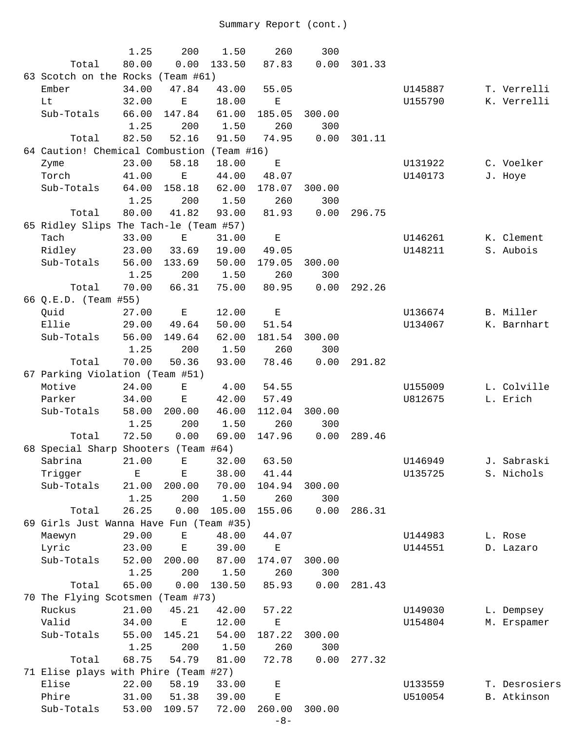# Summary Report (cont.)

| Place | Name | Col 1 | Col 2 | Col 3 | Col 4 | Col 5 | Total | ID | Handler |
|---|---|---|---|---|---|---|---|---|---|
| | | 1.25 | 200 | 1.50 | 260 | 300 | | | |
| | Total | 80.00 | 0.00 | 133.50 | 87.83 | 0.00 | 301.33 | | |
| 63 | Scotch on the Rocks (Team #61) | | | | | | | | |
| | Ember | 34.00 | 47.84 | 43.00 | 55.05 | | | U145887 | T. Verrelli |
| | Lt | 32.00 | E | 18.00 | E | | | U155790 | K. Verrelli |
| | Sub-Totals | 66.00 | 147.84 | 61.00 | 185.05 | 300.00 | | | |
| | | 1.25 | 200 | 1.50 | 260 | 300 | | | |
| | Total | 82.50 | 52.16 | 91.50 | 74.95 | 0.00 | 301.11 | | |
| 64 | Caution! Chemical Combustion (Team #16) | | | | | | | | |
| | Zyme | 23.00 | 58.18 | 18.00 | E | | | U131922 | C. Voelker |
| | Torch | 41.00 | E | 44.00 | 48.07 | | | U140173 | J. Hoye |
| | Sub-Totals | 64.00 | 158.18 | 62.00 | 178.07 | 300.00 | | | |
| | | 1.25 | 200 | 1.50 | 260 | 300 | | | |
| | Total | 80.00 | 41.82 | 93.00 | 81.93 | 0.00 | 296.75 | | |
| 65 | Ridley Slips The Tach-le (Team #57) | | | | | | | | |
| | Tach | 33.00 | E | 31.00 | E | | | U146261 | K. Clement |
| | Ridley | 23.00 | 33.69 | 19.00 | 49.05 | | | U148211 | S. Aubois |
| | Sub-Totals | 56.00 | 133.69 | 50.00 | 179.05 | 300.00 | | | |
| | | 1.25 | 200 | 1.50 | 260 | 300 | | | |
| | Total | 70.00 | 66.31 | 75.00 | 80.95 | 0.00 | 292.26 | | |
| 66 | Q.E.D. (Team #55) | | | | | | | | |
| | Quid | 27.00 | E | 12.00 | E | | | U136674 | B. Miller |
| | Ellie | 29.00 | 49.64 | 50.00 | 51.54 | | | U134067 | K. Barnhart |
| | Sub-Totals | 56.00 | 149.64 | 62.00 | 181.54 | 300.00 | | | |
| | | 1.25 | 200 | 1.50 | 260 | 300 | | | |
| | Total | 70.00 | 50.36 | 93.00 | 78.46 | 0.00 | 291.82 | | |
| 67 | Parking Violation (Team #51) | | | | | | | | |
| | Motive | 24.00 | E | 4.00 | 54.55 | | | U155009 | L. Colville |
| | Parker | 34.00 | E | 42.00 | 57.49 | | | U812675 | L. Erich |
| | Sub-Totals | 58.00 | 200.00 | 46.00 | 112.04 | 300.00 | | | |
| | | 1.25 | 200 | 1.50 | 260 | 300 | | | |
| | Total | 72.50 | 0.00 | 69.00 | 147.96 | 0.00 | 289.46 | | |
| 68 | Special Sharp Shooters (Team #64) | | | | | | | | |
| | Sabrina | 21.00 | E | 32.00 | 63.50 | | | U146949 | J. Sabraski |
| | Trigger | E | E | 38.00 | 41.44 | | | U135725 | S. Nichols |
| | Sub-Totals | 21.00 | 200.00 | 70.00 | 104.94 | 300.00 | | | |
| | | 1.25 | 200 | 1.50 | 260 | 300 | | | |
| | Total | 26.25 | 0.00 | 105.00 | 155.06 | 0.00 | 286.31 | | |
| 69 | Girls Just Wanna Have Fun (Team #35) | | | | | | | | |
| | Maewyn | 29.00 | E | 48.00 | 44.07 | | | U144983 | L. Rose |
| | Lyric | 23.00 | E | 39.00 | E | | | U144551 | D. Lazaro |
| | Sub-Totals | 52.00 | 200.00 | 87.00 | 174.07 | 300.00 | | | |
| | | 1.25 | 200 | 1.50 | 260 | 300 | | | |
| | Total | 65.00 | 0.00 | 130.50 | 85.93 | 0.00 | 281.43 | | |
| 70 | The Flying Scotsmen (Team #73) | | | | | | | | |
| | Ruckus | 21.00 | 45.21 | 42.00 | 57.22 | | | U149030 | L. Dempsey |
| | Valid | 34.00 | E | 12.00 | E | | | U154804 | M. Erspamer |
| | Sub-Totals | 55.00 | 145.21 | 54.00 | 187.22 | 300.00 | | | |
| | | 1.25 | 200 | 1.50 | 260 | 300 | | | |
| | Total | 68.75 | 54.79 | 81.00 | 72.78 | 0.00 | 277.32 | | |
| 71 | Elise plays with Phire (Team #27) | | | | | | | | |
| | Elise | 22.00 | 58.19 | 33.00 | E | | | U133559 | T. Desrosiers |
| | Phire | 31.00 | 51.38 | 39.00 | E | | | U510054 | B. Atkinson |
| | Sub-Totals | 53.00 | 109.57 | 72.00 | 260.00 | 300.00 | | | |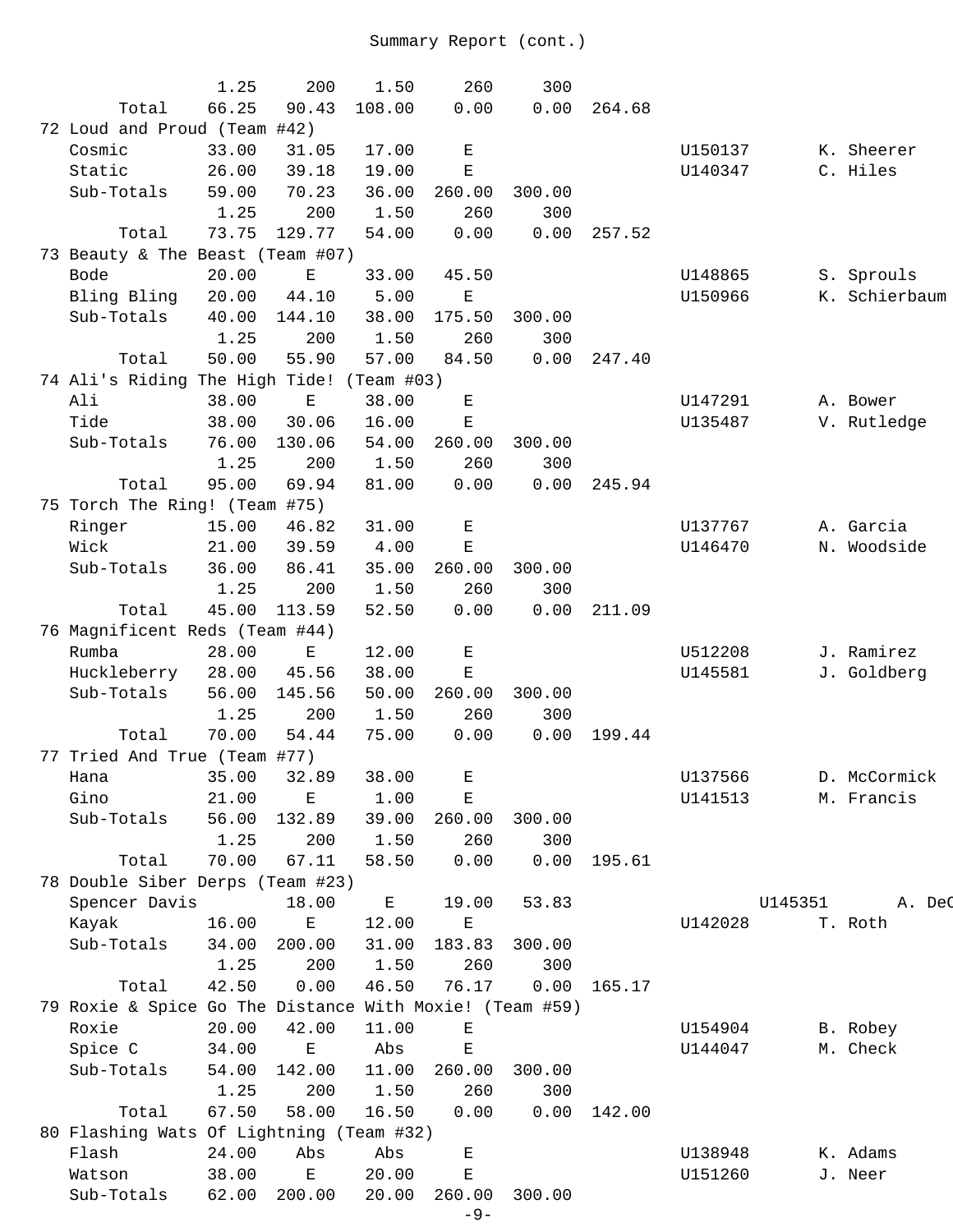Summary Report (cont.)

| | | | | | | | | |
|---|---|---|---|---|---|---|---|---|
| | 1.25 | 200 | 1.50 | 260 | 300 | | | |
| Total | 66.25 | 90.43 | 108.00 | 0.00 | 0.00 | 264.68 | | |
| 72 Loud and Proud (Team #42) | | | | | | | | |
| Cosmic | 33.00 | 31.05 | 17.00 | E | | | U150137 | K. Sheerer |
| Static | 26.00 | 39.18 | 19.00 | E | | | U140347 | C. Hiles |
| Sub-Totals | 59.00 | 70.23 | 36.00 | 260.00 | 300.00 | | | |
| | 1.25 | 200 | 1.50 | 260 | 300 | | | |
| Total | 73.75 | 129.77 | 54.00 | 0.00 | 0.00 | 257.52 | | |
| 73 Beauty & The Beast (Team #07) | | | | | | | | |
| Bode | 20.00 | E | 33.00 | 45.50 | | | U148865 | S. Sprouls |
| Bling Bling | 20.00 | 44.10 | 5.00 | E | | | U150966 | K. Schierbaum |
| Sub-Totals | 40.00 | 144.10 | 38.00 | 175.50 | 300.00 | | | |
| | 1.25 | 200 | 1.50 | 260 | 300 | | | |
| Total | 50.00 | 55.90 | 57.00 | 84.50 | 0.00 | 247.40 | | |
| 74 Ali's Riding The High Tide! (Team #03) | | | | | | | | |
| Ali | 38.00 | E | 38.00 | E | | | U147291 | A. Bower |
| Tide | 38.00 | 30.06 | 16.00 | E | | | U135487 | V. Rutledge |
| Sub-Totals | 76.00 | 130.06 | 54.00 | 260.00 | 300.00 | | | |
| | 1.25 | 200 | 1.50 | 260 | 300 | | | |
| Total | 95.00 | 69.94 | 81.00 | 0.00 | 0.00 | 245.94 | | |
| 75 Torch The Ring! (Team #75) | | | | | | | | |
| Ringer | 15.00 | 46.82 | 31.00 | E | | | U137767 | A. Garcia |
| Wick | 21.00 | 39.59 | 4.00 | E | | | U146470 | N. Woodside |
| Sub-Totals | 36.00 | 86.41 | 35.00 | 260.00 | 300.00 | | | |
| | 1.25 | 200 | 1.50 | 260 | 300 | | | |
| Total | 45.00 | 113.59 | 52.50 | 0.00 | 0.00 | 211.09 | | |
| 76 Magnificent Reds (Team #44) | | | | | | | | |
| Rumba | 28.00 | E | 12.00 | E | | | U512208 | J. Ramirez |
| Huckleberry | 28.00 | 45.56 | 38.00 | E | | | U145581 | J. Goldberg |
| Sub-Totals | 56.00 | 145.56 | 50.00 | 260.00 | 300.00 | | | |
| | 1.25 | 200 | 1.50 | 260 | 300 | | | |
| Total | 70.00 | 54.44 | 75.00 | 0.00 | 0.00 | 199.44 | | |
| 77 Tried And True (Team #77) | | | | | | | | |
| Hana | 35.00 | 32.89 | 38.00 | E | | | U137566 | D. McCormick |
| Gino | 21.00 | E | 1.00 | E | | | U141513 | M. Francis |
| Sub-Totals | 56.00 | 132.89 | 39.00 | 260.00 | 300.00 | | | |
| | 1.25 | 200 | 1.50 | 260 | 300 | | | |
| Total | 70.00 | 67.11 | 58.50 | 0.00 | 0.00 | 195.61 | | |
| 78 Double Siber Derps (Team #23) | | | | | | | | |
| Spencer Davis | 18.00 | E | 19.00 | 53.83 | | | U145351 | A. DeC |
| Kayak | 16.00 | E | 12.00 | E | | | U142028 | T. Roth |
| Sub-Totals | 34.00 | 200.00 | 31.00 | 183.83 | 300.00 | | | |
| | 1.25 | 200 | 1.50 | 260 | 300 | | | |
| Total | 42.50 | 0.00 | 46.50 | 76.17 | 0.00 | 165.17 | | |
| 79 Roxie & Spice Go The Distance With Moxie! (Team #59) | | | | | | | | |
| Roxie | 20.00 | 42.00 | 11.00 | E | | | U154904 | B. Robey |
| Spice C | 34.00 | E | Abs | E | | | U144047 | M. Check |
| Sub-Totals | 54.00 | 142.00 | 11.00 | 260.00 | 300.00 | | | |
| | 1.25 | 200 | 1.50 | 260 | 300 | | | |
| Total | 67.50 | 58.00 | 16.50 | 0.00 | 0.00 | 142.00 | | |
| 80 Flashing Wats Of Lightning (Team #32) | | | | | | | | |
| Flash | 24.00 | Abs | Abs | E | | | U138948 | K. Adams |
| Watson | 38.00 | E | 20.00 | E | | | U151260 | J. Neer |
| Sub-Totals | 62.00 | 200.00 | 20.00 | 260.00 | 300.00 | | | |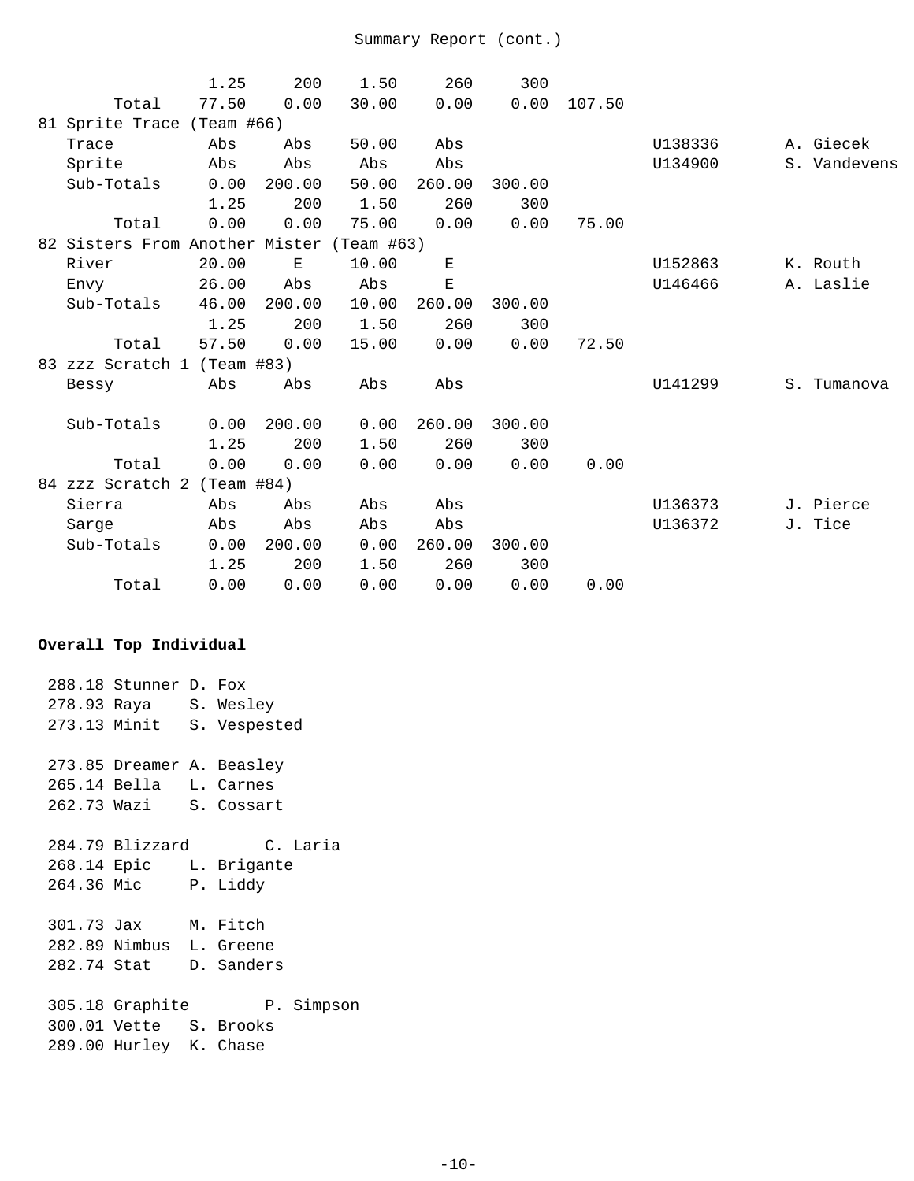| | | | | | | | | |
|---|---|---|---|---|---|---|---|---|
| | 1.25 | 200 | 1.50 | 260 | 300 | | | |
| Total | 77.50 | 0.00 | 30.00 | 0.00 | 0.00 | 107.50 | | |
| 81 Sprite Trace (Team #66) | | | | | | | | |
| Trace | Abs | Abs | 50.00 | Abs | | | U138336 | A. Giecek |
| Sprite | Abs | Abs | Abs | Abs | | | U134900 | S. Vandevens |
| Sub-Totals | 0.00 | 200.00 | 50.00 | 260.00 | 300.00 | | | |
| | 1.25 | 200 | 1.50 | 260 | 300 | | | |
| Total | 0.00 | 0.00 | 75.00 | 0.00 | 0.00 | 75.00 | | |
| 82 Sisters From Another Mister (Team #63) | | | | | | | | |
| River | 20.00 | E | 10.00 | E | | | U152863 | K. Routh |
| Envy | 26.00 | Abs | Abs | E | | | U146466 | A. Laslie |
| Sub-Totals | 46.00 | 200.00 | 10.00 | 260.00 | 300.00 | | | |
| | 1.25 | 200 | 1.50 | 260 | 300 | | | |
| Total | 57.50 | 0.00 | 15.00 | 0.00 | 0.00 | 72.50 | | |
| 83 zzz Scratch 1 (Team #83) | | | | | | | | |
| Bessy | Abs | Abs | Abs | Abs | | | U141299 | S. Tumanova |
| Sub-Totals | 0.00 | 200.00 | 0.00 | 260.00 | 300.00 | | | |
| | 1.25 | 200 | 1.50 | 260 | 300 | | | |
| Total | 0.00 | 0.00 | 0.00 | 0.00 | 0.00 | 0.00 | | |
| 84 zzz Scratch 2 (Team #84) | | | | | | | | |
| Sierra | Abs | Abs | Abs | Abs | | | U136373 | J. Pierce |
| Sarge | Abs | Abs | Abs | Abs | | | U136372 | J. Tice |
| Sub-Totals | 0.00 | 200.00 | 0.00 | 260.00 | 300.00 | | | |
| | 1.25 | 200 | 1.50 | 260 | 300 | | | |
| Total | 0.00 | 0.00 | 0.00 | 0.00 | 0.00 | 0.00 | | |

**Overall Top Individual**

288.18 Stunner D. Fox
278.93 Raya S. Wesley
273.13 Minit S. Vespested

273.85 Dreamer A. Beasley
265.14 Bella L. Carnes
262.73 Wazi S. Cossart

284.79 Blizzard C. Laria
268.14 Epic L. Brigante
264.36 Mic P. Liddy

301.73 Jax M. Fitch
282.89 Nimbus L. Greene
282.74 Stat D. Sanders

305.18 Graphite P. Simpson
300.01 Vette S. Brooks
289.00 Hurley K. Chase